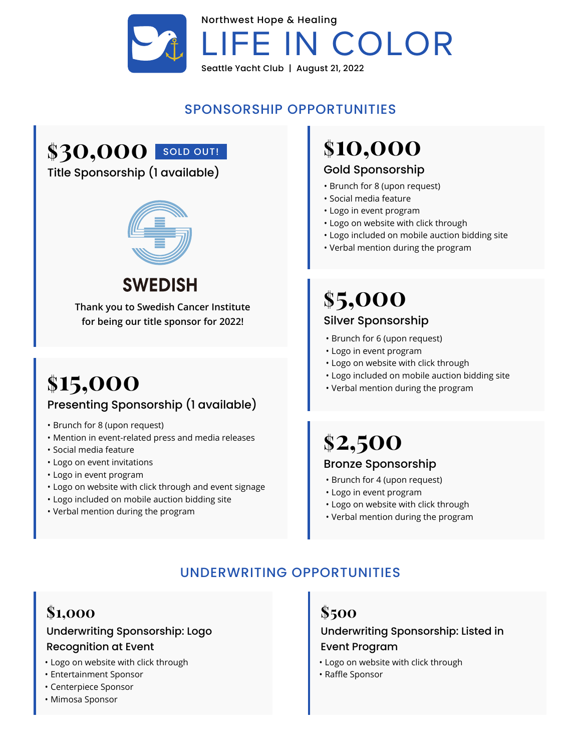Northwest Hope & Healing

# LIFE IN COLOR

Seattle Yacht Club | August 21, 2022

## SPONSORSHIP OPPORTUNITIES

### $30,000 SOLD OUT!

**Title Sponsorship (1 available)**

SWEDISH

Thank you to Swedish Cancer Institute for being our title sponsor for 2022!

### $15,000

**Presenting Sponsorship (1 available)**

- Brunch for 8 (upon request)
- Mention in event-related press and media releases
- Social media feature
- Logo on event invitations
- Logo in event program
- Logo on website with click through and event signage
- Logo included on mobile auction bidding site
- Verbal mention during the program

### $10,000

**Gold Sponsorship**

- Brunch for 8 (upon request)
- Social media feature
- Logo in event program
- Logo on website with click through
- Logo included on mobile auction bidding site
- Verbal mention during the program

### $5,000

**Silver Sponsorship**

- Brunch for 6 (upon request)
- Logo in event program
- Logo on website with click through
- Logo included on mobile auction bidding site
- Verbal mention during the program

### $2,500

**Bronze Sponsorship**

- Brunch for 4 (upon request)
- Logo in event program
- Logo on website with click through
- Verbal mention during the program

## UNDERWRITING OPPORTUNITIES

### $1,000

**Underwriting Sponsorship: Logo Recognition at Event**

- Logo on website with click through
- Entertainment Sponsor
- Centerpiece Sponsor
- Mimosa Sponsor

### $500

**Underwriting Sponsorship: Listed in Event Program**

- Logo on website with click through
- Raffle Sponsor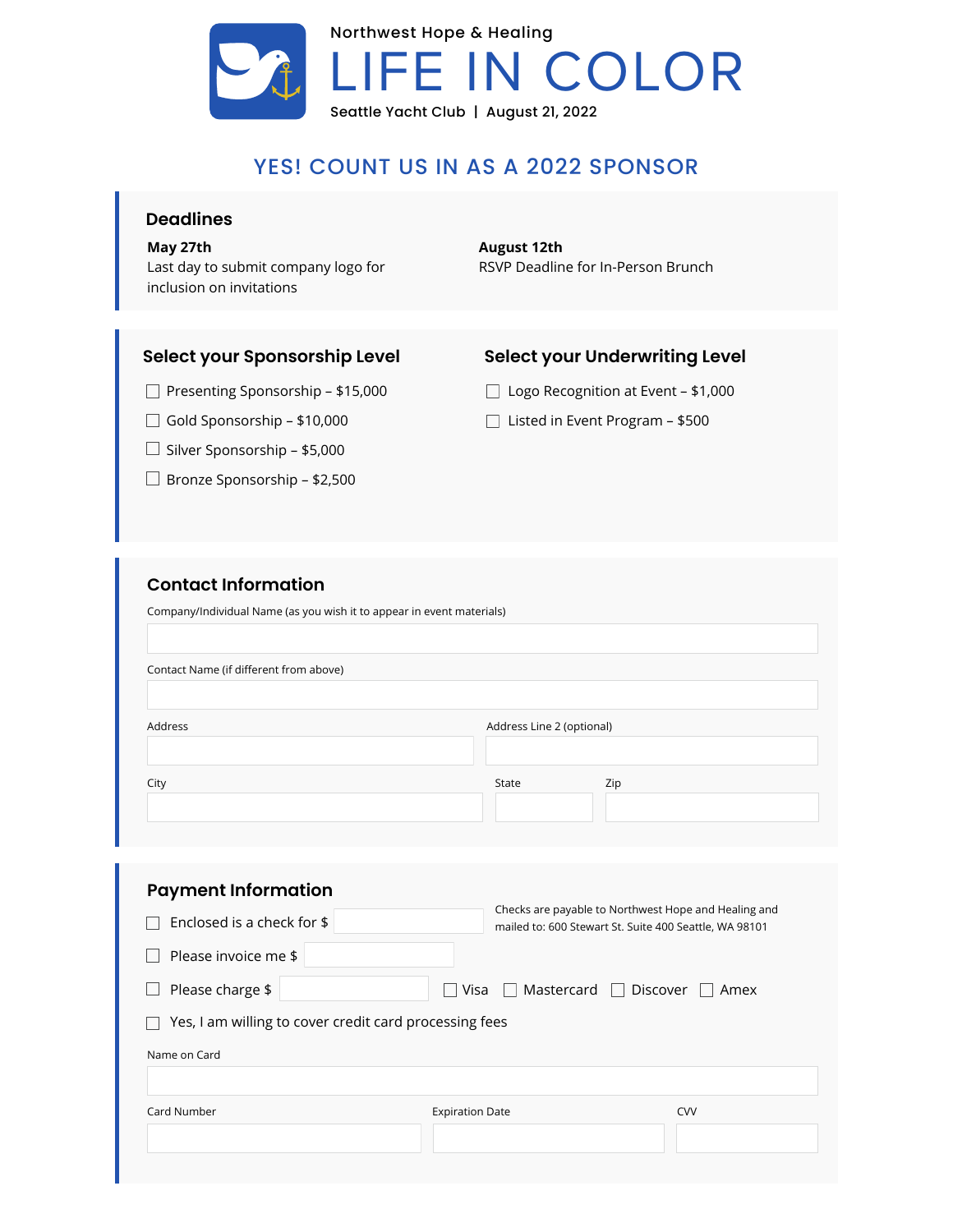Northwest Hope & Healing

# LIFE IN COLOR

Seattle Yacht Club | August 21, 2022

## YES! COUNT US IN AS A 2022 SPONSOR

### Deadlines

**May 27th**
Last day to submit company logo for inclusion on invitations

**August 12th**
RSVP Deadline for In-Person Brunch

### Select your Sponsorship Level

- ☐ Presenting Sponsorship – $15,000
- ☐ Gold Sponsorship – $10,000
- ☐ Silver Sponsorship – $5,000
- ☐ Bronze Sponsorship – $2,500

### Select your Underwriting Level

- ☐ Logo Recognition at Event – $1,000
- ☐ Listed in Event Program – $500

### Contact Information

Company/Individual Name (as you wish it to appear in event materials)

Contact Name (if different from above)

Address

Address Line 2 (optional)

City

State

Zip

### Payment Information

☐ Enclosed is a check for $

Checks are payable to Northwest Hope and Healing and mailed to: 600 Stewart St. Suite 400 Seattle, WA 98101

☐ Please invoice me $

☐ Please charge $ ☐ Visa ☐ Mastercard ☐ Discover ☐ Amex

☐ Yes, I am willing to cover credit card processing fees

Name on Card

Card Number

Expiration Date

CVV